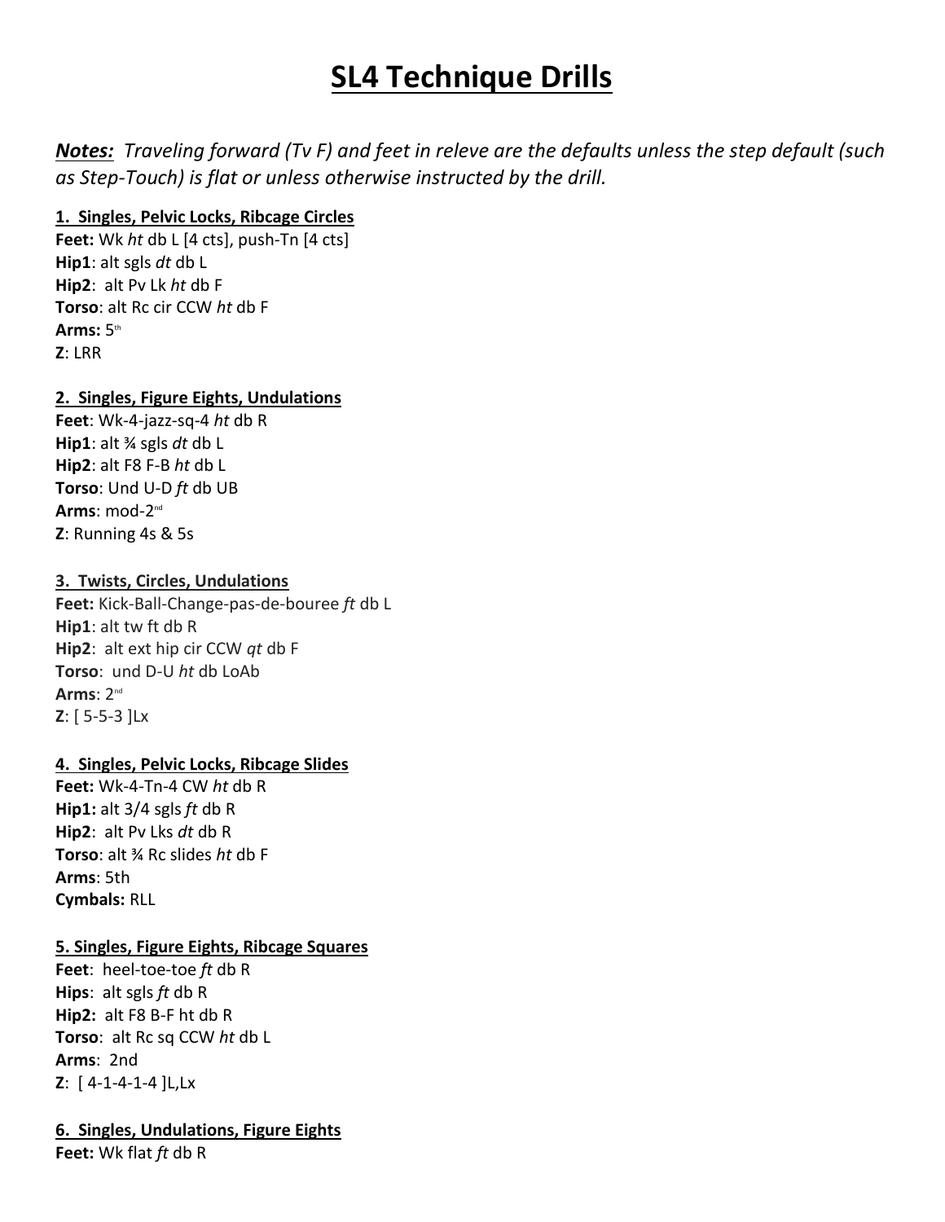# SL4 Technique Drills

***Notes:*** *Traveling forward (Tv F) and feet in releve are the defaults unless the step default (such as Step-Touch) is flat or unless otherwise instructed by the drill.*

**1. Singles, Pelvic Locks, Ribcage Circles**

**Feet:** Wk *ht* db L [4 cts], push-Tn [4 cts]
**Hip1**: alt sgls *dt* db L
**Hip2**: alt Pv Lk *ht* db F
**Torso**: alt Rc cir CCW *ht* db F
**Arms:** $5^{th}$
**Z**: LRR

**2. Singles, Figure Eights, Undulations**

**Feet**: Wk-4-jazz-sq-4 *ht* db R
**Hip1**: alt ¾ sgls *dt* db L
**Hip2**: alt F8 F-B *ht* db L
**Torso**: Und U-D *ft* db UB
**Arms**: mod-$2^{nd}$
**Z**: Running 4s & 5s

**3. Twists, Circles, Undulations**

**Feet:** Kick-Ball-Change-pas-de-bouree *ft* db L
**Hip1**: alt tw ft db R
**Hip2**: alt ext hip cir CCW *qt* db F
**Torso**: und D-U *ht* db LoAb
**Arms**: $2^{nd}$
**Z**: [ 5-5-3 ]Lx

**4. Singles, Pelvic Locks, Ribcage Slides**

**Feet:** Wk-4-Tn-4 CW *ht* db R
**Hip1:** alt 3/4 sgls *ft* db R
**Hip2**: alt Pv Lks *dt* db R
**Torso**: alt ¾ Rc slides *ht* db F
**Arms**: 5th
**Cymbals:** RLL

**5. Singles, Figure Eights, Ribcage Squares**

**Feet**: heel-toe-toe *ft* db R
**Hips**: alt sgls *ft* db R
**Hip2:** alt F8 B-F ht db R
**Torso**: alt Rc sq CCW *ht* db L
**Arms**: 2nd
**Z**: [ 4-1-4-1-4 ]L,Lx

**6. Singles, Undulations, Figure Eights**

**Feet:** Wk flat *ft* db R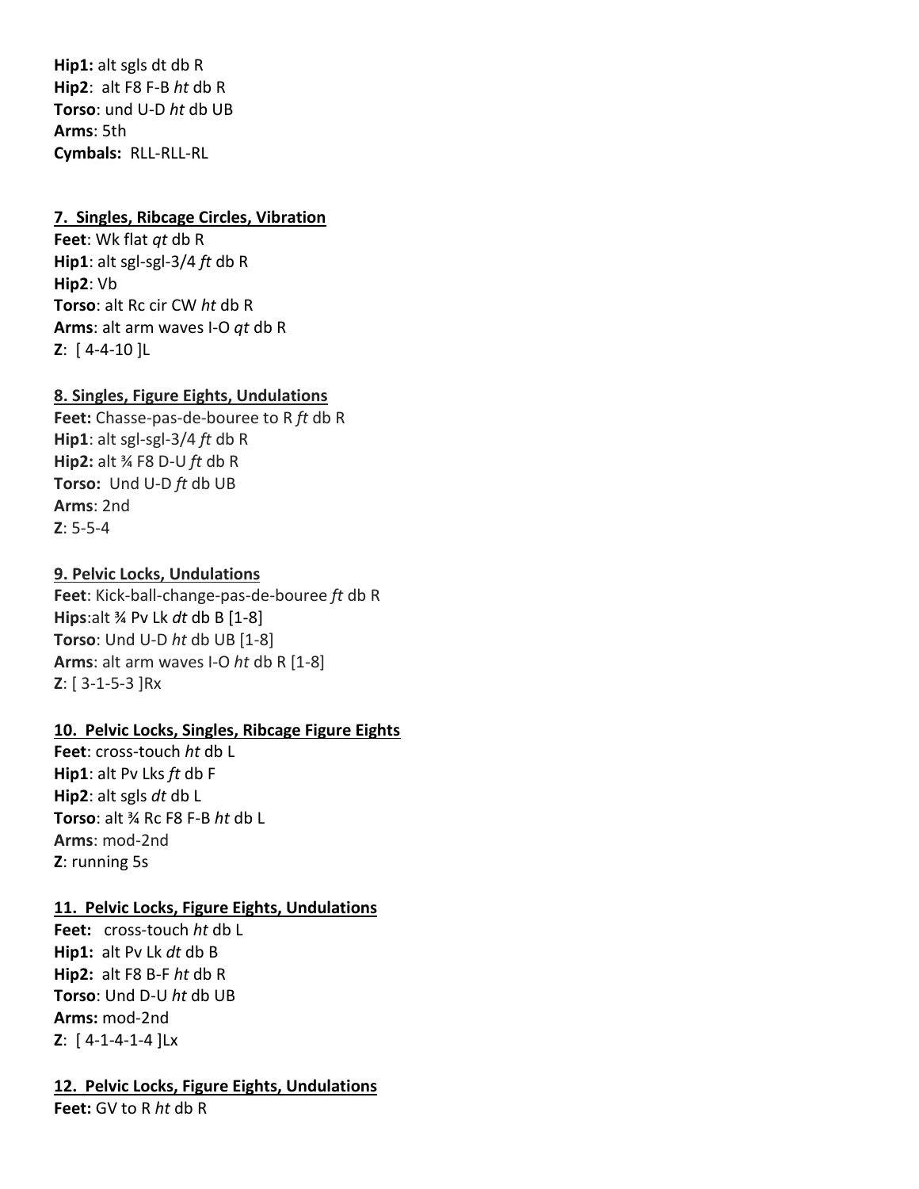**Hip1:** alt sgls dt db R
**Hip2**: alt F8 F-B *ht* db R
**Torso**: und U-D *ht* db UB
**Arms**: 5th
**Cymbals:** RLL-RLL-RL

**7. Singles, Ribcage Circles, Vibration**

**Feet**: Wk flat *qt* db R
**Hip1**: alt sgl-sgl-3/4 *ft* db R
**Hip2**: Vb
**Torso**: alt Rc cir CW *ht* db R
**Arms**: alt arm waves I-O *qt* db R
**Z**: [ 4-4-10 ]L

**8. Singles, Figure Eights, Undulations**

**Feet:** Chasse-pas-de-bouree to R *ft* db R
**Hip1**: alt sgl-sgl-3/4 *ft* db R
**Hip2:** alt ¾ F8 D-U *ft* db R
**Torso:** Und U-D *ft* db UB
**Arms**: 2nd
**Z**: 5-5-4

**9. Pelvic Locks, Undulations**

**Feet**: Kick-ball-change-pas-de-bouree *ft* db R
**Hips**:alt ¾ Pv Lk *dt* db B [1-8]
**Torso**: Und U-D *ht* db UB [1-8]
**Arms**: alt arm waves I-O *ht* db R [1-8]
**Z**: [ 3-1-5-3 ]Rx

**10. Pelvic Locks, Singles, Ribcage Figure Eights**

**Feet**: cross-touch *ht* db L
**Hip1**: alt Pv Lks *ft* db F
**Hip2**: alt sgls *dt* db L
**Torso**: alt ¾ Rc F8 F-B *ht* db L
**Arms**: mod-2nd
**Z**: running 5s

**11. Pelvic Locks, Figure Eights, Undulations**

**Feet:** cross-touch *ht* db L
**Hip1:** alt Pv Lk *dt* db B
**Hip2:** alt F8 B-F *ht* db R
**Torso**: Und D-U *ht* db UB
**Arms:** mod-2nd
**Z**: [ 4-1-4-1-4 ]Lx

**12. Pelvic Locks, Figure Eights, Undulations**

**Feet:** GV to R *ht* db R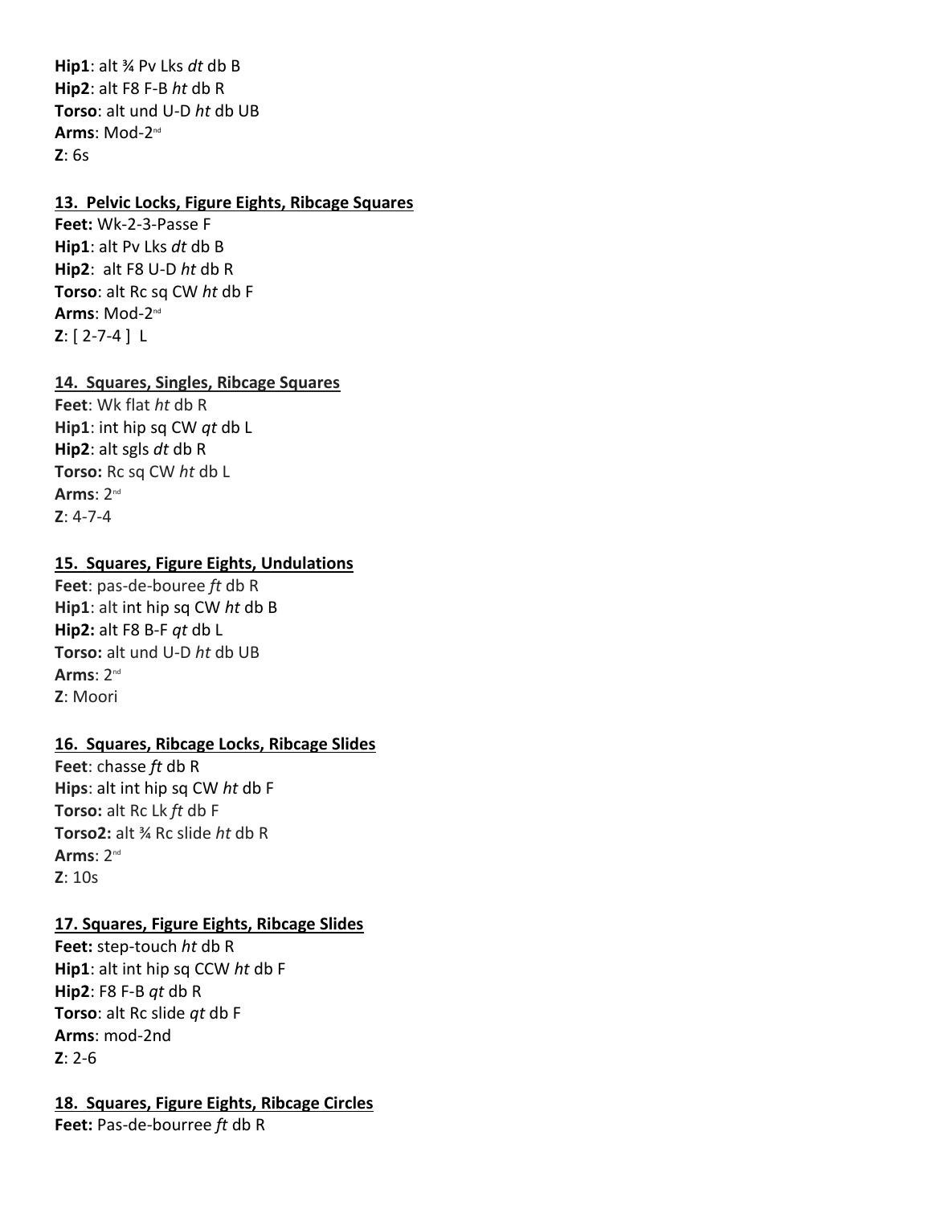**Hip1**: alt ¾ Pv Lks *dt* db B
**Hip2**: alt F8 F-B *ht* db R
**Torso**: alt und U-D *ht* db UB
**Arms**: Mod-2nd
**Z**: 6s

**13. Pelvic Locks, Figure Eights, Ribcage Squares**
**Feet:** Wk-2-3-Passe F
**Hip1**: alt Pv Lks *dt* db B
**Hip2**: alt F8 U-D *ht* db R
**Torso**: alt Rc sq CW *ht* db F
**Arms**: Mod-2nd
**Z**: [ 2-7-4 ] L

**14. Squares, Singles, Ribcage Squares**
**Feet**: Wk flat *ht* db R
**Hip1**: int hip sq CW *qt* db L
**Hip2**: alt sgls *dt* db R
**Torso:** Rc sq CW *ht* db L
**Arms**: 2nd
**Z**: 4-7-4

**15. Squares, Figure Eights, Undulations**
**Feet**: pas-de-bouree *ft* db R
**Hip1**: alt int hip sq CW *ht* db B
**Hip2:** alt F8 B-F *qt* db L
**Torso:** alt und U-D *ht* db UB
**Arms**: 2nd
**Z**: Moori

**16. Squares, Ribcage Locks, Ribcage Slides**
**Feet**: chasse *ft* db R
**Hips**: alt int hip sq CW *ht* db F
**Torso:** alt Rc Lk *ft* db F
**Torso2:** alt ¾ Rc slide *ht* db R
**Arms**: 2nd
**Z**: 10s

**17. Squares, Figure Eights, Ribcage Slides**
**Feet:** step-touch *ht* db R
**Hip1**: alt int hip sq CCW *ht* db F
**Hip2**: F8 F-B *qt* db R
**Torso**: alt Rc slide *qt* db F
**Arms**: mod-2nd
**Z**: 2-6

**18. Squares, Figure Eights, Ribcage Circles**
**Feet:** Pas-de-bourree *ft* db R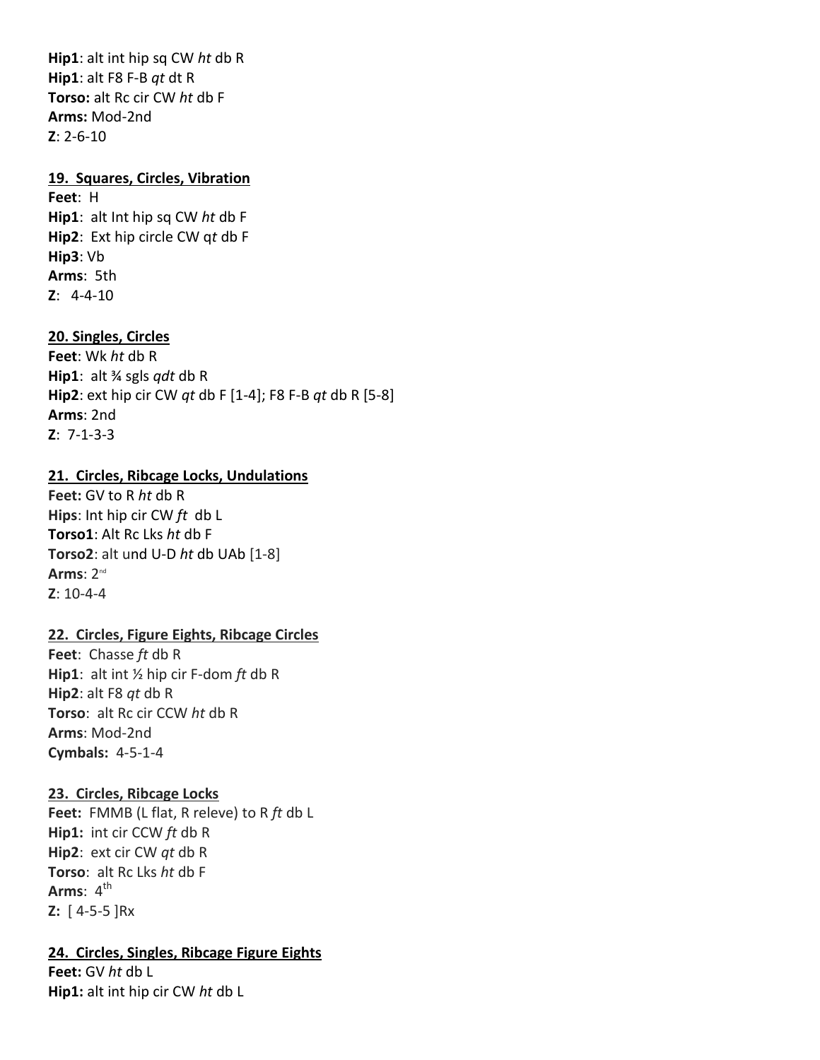**Hip1**: alt int hip sq CW *ht* db R
**Hip1**: alt F8 F-B *qt* dt R
**Torso:** alt Rc cir CW *ht* db F
**Arms:** Mod-2nd
**Z**: 2-6-10

**19. Squares, Circles, Vibration**
**Feet**: H
**Hip1**: alt Int hip sq CW *ht* db F
**Hip2**: Ext hip circle CW q*t* db F
**Hip3**: Vb
**Arms**: 5th
**Z**: 4-4-10

**20. Singles, Circles**
**Feet**: Wk *ht* db R
**Hip1**: alt ¾ sgls *qdt* db R
**Hip2**: ext hip cir CW *qt* db F [1-4]; F8 F-B *qt* db R [5-8]
**Arms**: 2nd
**Z**: 7-1-3-3

**21. Circles, Ribcage Locks, Undulations**
**Feet:** GV to R *ht* db R
**Hips**: Int hip cir CW *ft* db L
**Torso1**: Alt Rc Lks *ht* db F
**Torso2**: alt und U-D *ht* db UAb [1-8]
**Arms**: 2nd
**Z**: 10-4-4

**22. Circles, Figure Eights, Ribcage Circles**
**Feet**: Chasse *ft* db R
**Hip1**: alt int ½ hip cir F-dom *ft* db R
**Hip2**: alt F8 *qt* db R
**Torso**: alt Rc cir CCW *ht* db R
**Arms**: Mod-2nd
**Cymbals:** 4-5-1-4

**23. Circles, Ribcage Locks**
**Feet:** FMMB (L flat, R releve) to R *ft* db L
**Hip1:** int cir CCW *ft* db R
**Hip2**: ext cir CW *qt* db R
**Torso**: alt Rc Lks *ht* db F
**Arms**: 4th
**Z:** [ 4-5-5 ]Rx

**24. Circles, Singles, Ribcage Figure Eights**
**Feet:** GV *ht* db L
**Hip1:** alt int hip cir CW *ht* db L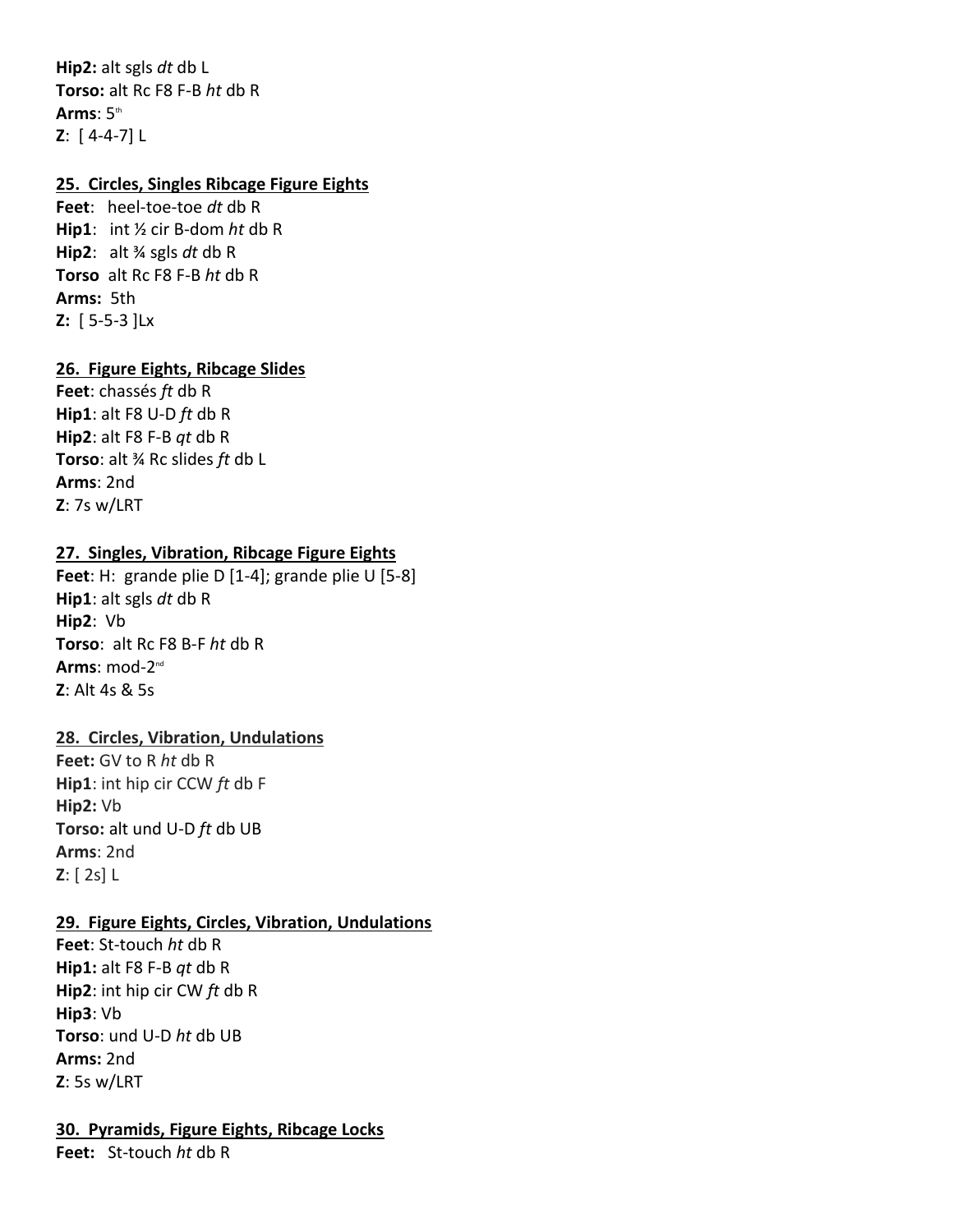**Hip2:** alt sgls *dt* db L
**Torso:** alt Rc F8 F-B *ht* db R
**Arms**: 5th
**Z**: [ 4-4-7] L

**25. Circles, Singles Ribcage Figure Eights**

**Feet**: heel-toe-toe *dt* db R
**Hip1**: int ½ cir B-dom *ht* db R
**Hip2**: alt ¾ sgls *dt* db R
**Torso** alt Rc F8 F-B *ht* db R
**Arms:** 5th
**Z:** [ 5-5-3 ]Lx

**26. Figure Eights, Ribcage Slides**

**Feet**: chassés *ft* db R
**Hip1**: alt F8 U-D *ft* db R
**Hip2**: alt F8 F-B *qt* db R
**Torso**: alt ¾ Rc slides *ft* db L
**Arms**: 2nd
**Z**: 7s w/LRT

**27. Singles, Vibration, Ribcage Figure Eights**

**Feet**: H: grande plie D [1-4]; grande plie U [5-8]
**Hip1**: alt sgls *dt* db R
**Hip2**: Vb
**Torso**: alt Rc F8 B-F *ht* db R
**Arms**: mod-2nd
**Z**: Alt 4s & 5s

**28. Circles, Vibration, Undulations**

**Feet:** GV to R *ht* db R
**Hip1**: int hip cir CCW *ft* db F
**Hip2:** Vb
**Torso:** alt und U-D *ft* db UB
**Arms**: 2nd
**Z**: [ 2s] L

**29. Figure Eights, Circles, Vibration, Undulations**

**Feet**: St-touch *ht* db R
**Hip1:** alt F8 F-B *qt* db R
**Hip2**: int hip cir CW *ft* db R
**Hip3**: Vb
**Torso**: und U-D *ht* db UB
**Arms:** 2nd
**Z**: 5s w/LRT

**30. Pyramids, Figure Eights, Ribcage Locks**

**Feet:** St-touch *ht* db R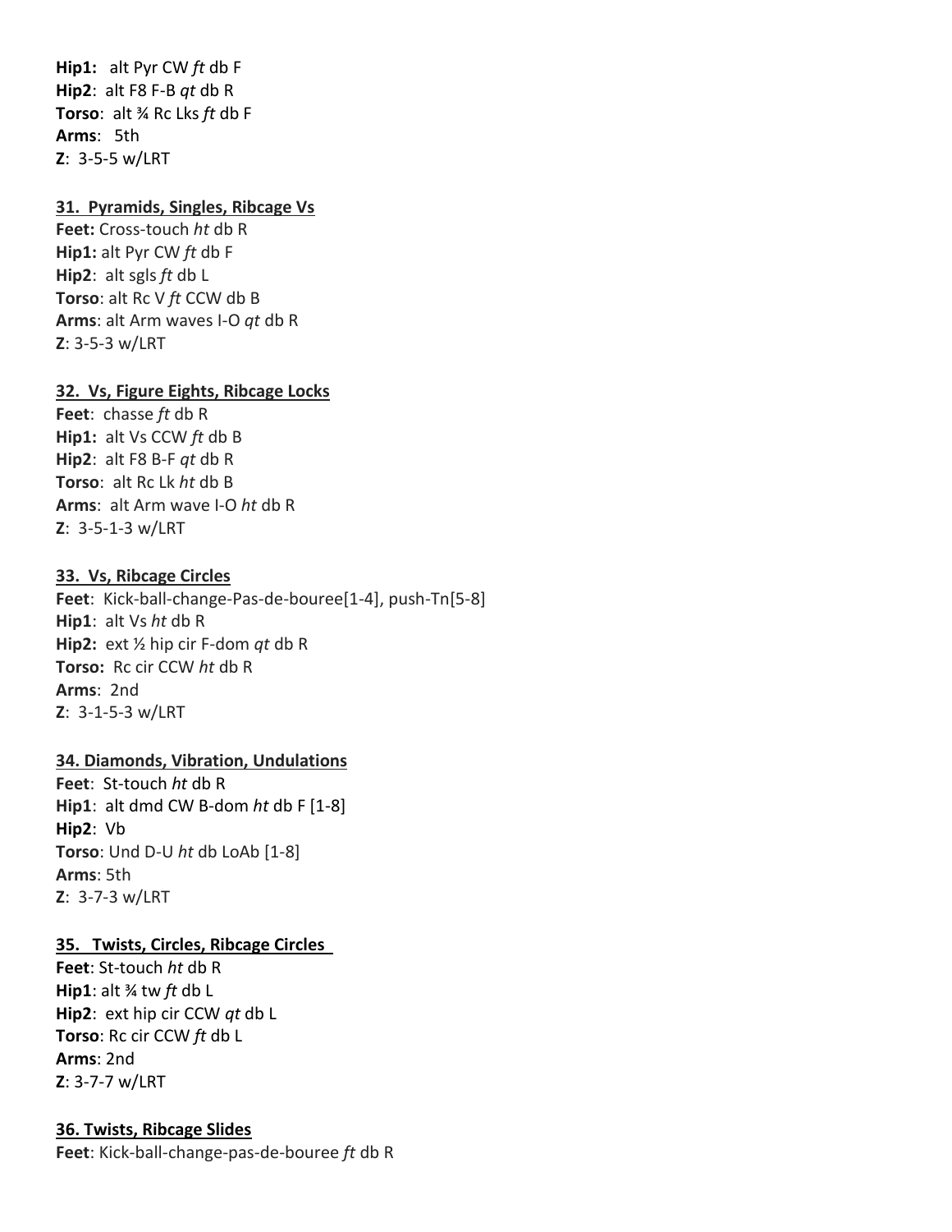**Hip1:** alt Pyr CW *ft* db F
**Hip2**: alt F8 F-B *qt* db R
**Torso**: alt ¾ Rc Lks *ft* db F
**Arms**: 5th
**Z**: 3-5-5 w/LRT

**31. Pyramids, Singles, Ribcage Vs**

**Feet:** Cross-touch *ht* db R
**Hip1:** alt Pyr CW *ft* db F
**Hip2**: alt sgls *ft* db L
**Torso**: alt Rc V *ft* CCW db B
**Arms**: alt Arm waves I-O *qt* db R
**Z**: 3-5-3 w/LRT

**32. Vs, Figure Eights, Ribcage Locks**

**Feet**: chasse *ft* db R
**Hip1:** alt Vs CCW *ft* db B
**Hip2**: alt F8 B-F *qt* db R
**Torso**: alt Rc Lk *ht* db B
**Arms**: alt Arm wave I-O *ht* db R
**Z**: 3-5-1-3 w/LRT

**33. Vs, Ribcage Circles**

**Feet**: Kick-ball-change-Pas-de-bouree[1-4], push-Tn[5-8]
**Hip1**: alt Vs *ht* db R
**Hip2:** ext ½ hip cir F-dom *qt* db R
**Torso:** Rc cir CCW *ht* db R
**Arms**: 2nd
**Z**: 3-1-5-3 w/LRT

**34. Diamonds, Vibration, Undulations**

**Feet**: St-touch *ht* db R
**Hip1**: alt dmd CW B-dom *ht* db F [1-8]
**Hip2**: Vb
**Torso**: Und D-U *ht* db LoAb [1-8]
**Arms**: 5th
**Z**: 3-7-3 w/LRT

**35. Twists, Circles, Ribcage Circles**

**Feet**: St-touch *ht* db R
**Hip1**: alt ¾ tw *ft* db L
**Hip2**: ext hip cir CCW *qt* db L
**Torso**: Rc cir CCW *ft* db L
**Arms**: 2nd
**Z**: 3-7-7 w/LRT

**36. Twists, Ribcage Slides**

**Feet**: Kick-ball-change-pas-de-bouree *ft* db R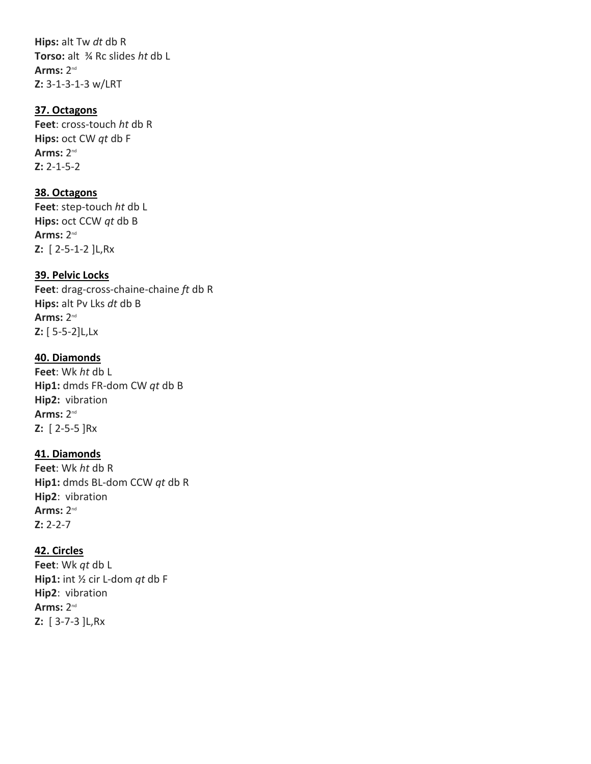**Hips:** alt Tw *dt* db R
**Torso:** alt ¾ Rc slides *ht* db L
**Arms:** 2nd
**Z:** 3-1-3-1-3 w/LRT

**37. Octagons**

**Feet**: cross-touch *ht* db R
**Hips:** oct CW *qt* db F
**Arms:** 2nd
**Z:** 2-1-5-2

**38. Octagons**

**Feet**: step-touch *ht* db L
**Hips:** oct CCW *qt* db B
**Arms:** 2nd
**Z:** [ 2-5-1-2 ]L,Rx

**39. Pelvic Locks**

**Feet**: drag-cross-chaine-chaine *ft* db R
**Hips:** alt Pv Lks *dt* db B
**Arms:** 2nd
**Z:** [ 5-5-2]L,Lx

**40. Diamonds**

**Feet**: Wk *ht* db L
**Hip1:** dmds FR-dom CW *qt* db B
**Hip2:** vibration
**Arms:** 2nd
**Z:** [ 2-5-5 ]Rx

**41. Diamonds**

**Feet**: Wk *ht* db R
**Hip1:** dmds BL-dom CCW *qt* db R
**Hip2**: vibration
**Arms:** 2nd
**Z:** 2-2-7

**42. Circles**

**Feet**: Wk *qt* db L
**Hip1:** int ½ cir L-dom *qt* db F
**Hip2**: vibration
**Arms:** 2nd
**Z:** [ 3-7-3 ]L,Rx